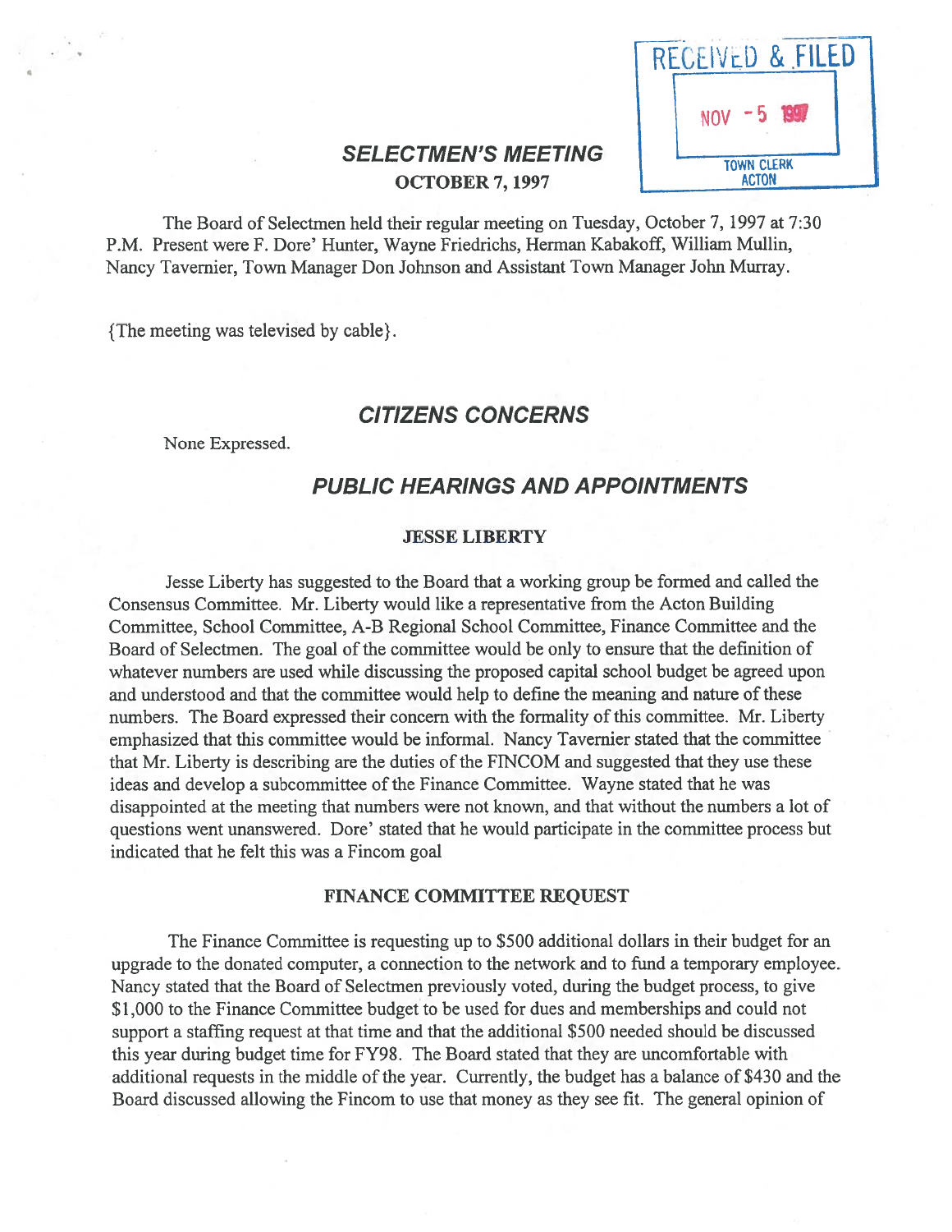RECEIVED & FILED
NOV - 5 1997
TOWN CLERK
ACTON

# SELECTMEN'S MEETING

**OCTOBER 7, 1997**

The Board of Selectmen held their regular meeting on Tuesday, October 7, 1997 at 7:30 P.M. Present were F. Dore' Hunter, Wayne Friedrichs, Herman Kabakoff, William Mullin, Nancy Tavernier, Town Manager Don Johnson and Assistant Town Manager John Murray.

{The meeting was televised by cable}.

## CITIZENS CONCERNS

None Expressed.

## PUBLIC HEARINGS AND APPOINTMENTS

### JESSE LIBERTY

Jesse Liberty has suggested to the Board that a working group be formed and called the Consensus Committee. Mr. Liberty would like a representative from the Acton Building Committee, School Committee, A-B Regional School Committee, Finance Committee and the Board of Selectmen. The goal of the committee would be only to ensure that the definition of whatever numbers are used while discussing the proposed capital school budget be agreed upon and understood and that the committee would help to define the meaning and nature of these numbers. The Board expressed their concern with the formality of this committee. Mr. Liberty emphasized that this committee would be informal. Nancy Tavernier stated that the committee that Mr. Liberty is describing are the duties of the FINCOM and suggested that they use these ideas and develop a subcommittee of the Finance Committee. Wayne stated that he was disappointed at the meeting that numbers were not known, and that without the numbers a lot of questions went unanswered. Dore' stated that he would participate in the committee process but indicated that he felt this was a Fincom goal

### FINANCE COMMITTEE REQUEST

The Finance Committee is requesting up to $500 additional dollars in their budget for an upgrade to the donated computer, a connection to the network and to fund a temporary employee. Nancy stated that the Board of Selectmen previously voted, during the budget process, to give $1,000 to the Finance Committee budget to be used for dues and memberships and could not support a staffing request at that time and that the additional $500 needed should be discussed this year during budget time for FY98. The Board stated that they are uncomfortable with additional requests in the middle of the year. Currently, the budget has a balance of $430 and the Board discussed allowing the Fincom to use that money as they see fit. The general opinion of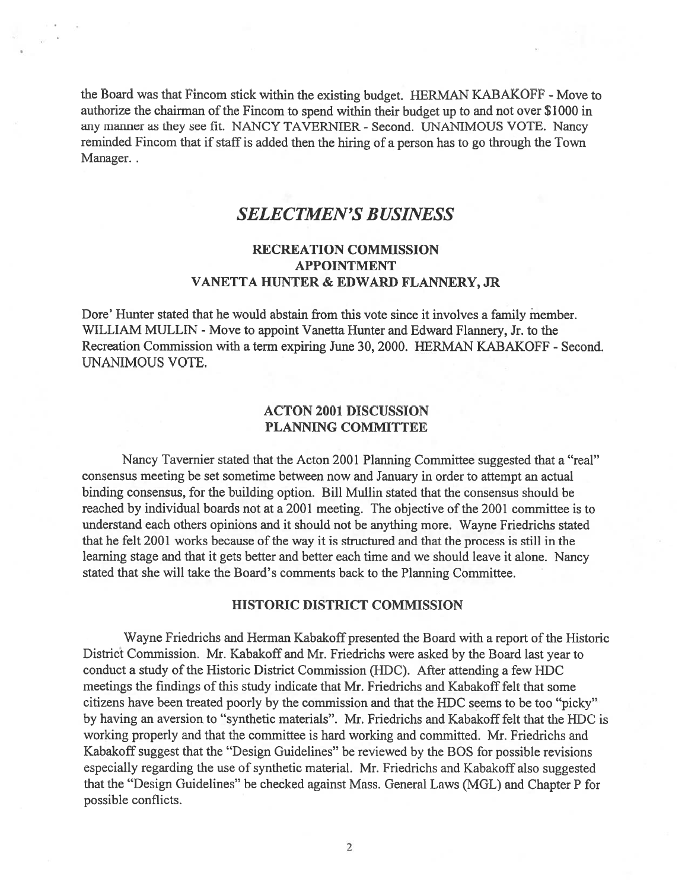the Board was that Fincom stick within the existing budget. HERMAN KABAKOFF - Move to authorize the chairman of the Fincom to spend within their budget up to and not over $1000 in any manner as they see fit. NANCY TAVERNIER - Second. UNANIMOUS VOTE. Nancy reminded Fincom that if staff is added then the hiring of a person has to go through the Town Manager. .

## *SELECTMEN'S BUSINESS*

### RECREATION COMMISSION APPOINTMENT VANETTA HUNTER & EDWARD FLANNERY, JR

Dore' Hunter stated that he would abstain from this vote since it involves a family member. WILLIAM MULLIN - Move to appoint Vanetta Hunter and Edward Flannery, Jr. to the Recreation Commission with a term expiring June 30, 2000. HERMAN KABAKOFF - Second. UNANIMOUS VOTE.

### ACTON 2001 DISCUSSION PLANNING COMMITTEE

Nancy Tavernier stated that the Acton 2001 Planning Committee suggested that a "real" consensus meeting be set sometime between now and January in order to attempt an actual binding consensus, for the building option. Bill Mullin stated that the consensus should be reached by individual boards not at a 2001 meeting. The objective of the 2001 committee is to understand each others opinions and it should not be anything more. Wayne Friedrichs stated that he felt 2001 works because of the way it is structured and that the process is still in the learning stage and that it gets better and better each time and we should leave it alone. Nancy stated that she will take the Board's comments back to the Planning Committee.

### HISTORIC DISTRICT COMMISSION

Wayne Friedrichs and Herman Kabakoff presented the Board with a report of the Historic District Commission. Mr. Kabakoff and Mr. Friedrichs were asked by the Board last year to conduct a study of the Historic District Commission (HDC). After attending a few HDC meetings the findings of this study indicate that Mr. Friedrichs and Kabakoff felt that some citizens have been treated poorly by the commission and that the HDC seems to be too "picky" by having an aversion to "synthetic materials". Mr. Friedrichs and Kabakoff felt that the HDC is working properly and that the committee is hard working and committed. Mr. Friedrichs and Kabakoff suggest that the "Design Guidelines" be reviewed by the BOS for possible revisions especially regarding the use of synthetic material. Mr. Friedrichs and Kabakoff also suggested that the "Design Guidelines" be checked against Mass. General Laws (MGL) and Chapter P for possible conflicts.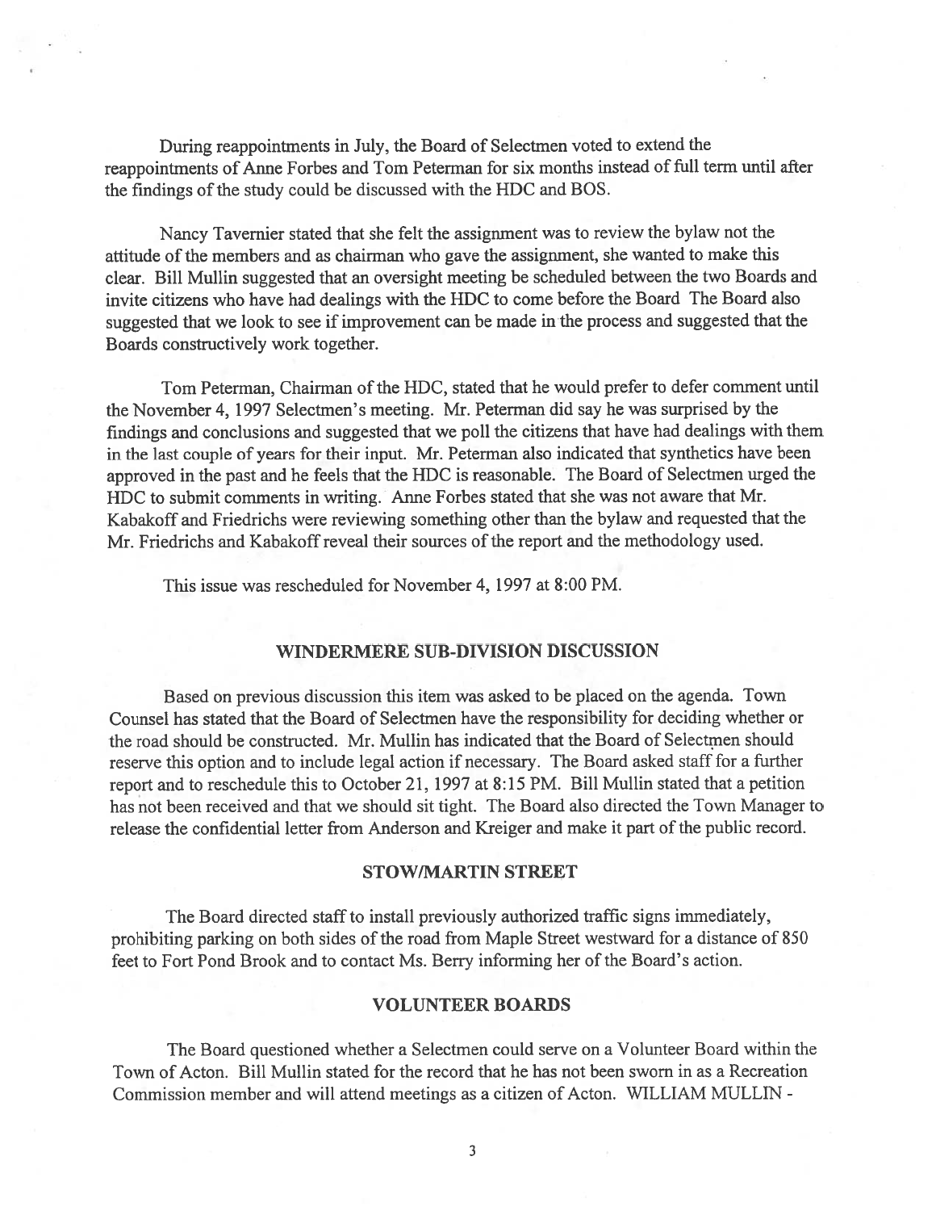During reappointments in July, the Board of Selectmen voted to extend the reappointments of Anne Forbes and Tom Peterman for six months instead of full term until after the findings of the study could be discussed with the HDC and BOS.

Nancy Tavernier stated that she felt the assignment was to review the bylaw not the attitude of the members and as chairman who gave the assignment, she wanted to make this clear. Bill Mullin suggested that an oversight meeting be scheduled between the two Boards and invite citizens who have had dealings with the HDC to come before the Board The Board also suggested that we look to see if improvement can be made in the process and suggested that the Boards constructively work together.

Tom Peterman, Chairman of the HDC, stated that he would prefer to defer comment until the November 4, 1997 Selectmen's meeting. Mr. Peterman did say he was surprised by the findings and conclusions and suggested that we poll the citizens that have had dealings with them in the last couple of years for their input. Mr. Peterman also indicated that synthetics have been approved in the past and he feels that the HDC is reasonable. The Board of Selectmen urged the HDC to submit comments in writing. Anne Forbes stated that she was not aware that Mr. Kabakoff and Friedrichs were reviewing something other than the bylaw and requested that the Mr. Friedrichs and Kabakoff reveal their sources of the report and the methodology used.

This issue was rescheduled for November 4, 1997 at 8:00 PM.

## WINDERMERE SUB-DIVISION DISCUSSION

Based on previous discussion this item was asked to be placed on the agenda. Town Counsel has stated that the Board of Selectmen have the responsibility for deciding whether or the road should be constructed. Mr. Mullin has indicated that the Board of Selectmen should reserve this option and to include legal action if necessary. The Board asked staff for a further report and to reschedule this to October 21, 1997 at 8:15 PM. Bill Mullin stated that a petition has not been received and that we should sit tight. The Board also directed the Town Manager to release the confidential letter from Anderson and Kreiger and make it part of the public record.

## STOW/MARTIN STREET

The Board directed staff to install previously authorized traffic signs immediately, prohibiting parking on both sides of the road from Maple Street westward for a distance of 850 feet to Fort Pond Brook and to contact Ms. Berry informing her of the Board's action.

## VOLUNTEER BOARDS

The Board questioned whether a Selectmen could serve on a Volunteer Board within the Town of Acton. Bill Mullin stated for the record that he has not been sworn in as a Recreation Commission member and will attend meetings as a citizen of Acton. WILLIAM MULLIN -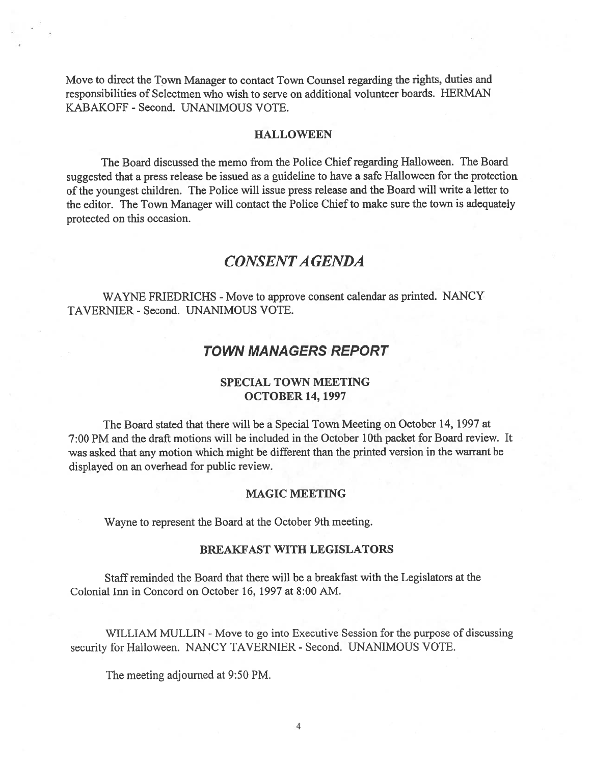Move to direct the Town Manager to contact Town Counsel regarding the rights, duties and responsibilities of Selectmen who wish to serve on additional volunteer boards. HERMAN KABAKOFF - Second. UNANIMOUS VOTE.

### HALLOWEEN

The Board discussed the memo from the Police Chief regarding Halloween. The Board suggested that a press release be issued as a guideline to have a safe Halloween for the protection of the youngest children. The Police will issue press release and the Board will write a letter to the editor. The Town Manager will contact the Police Chief to make sure the town is adequately protected on this occasion.

## *CONSENT AGENDA*

WAYNE FRIEDRICHS - Move to approve consent calendar as printed. NANCY TAVERNIER - Second. UNANIMOUS VOTE.

## *TOWN MANAGERS REPORT*

### SPECIAL TOWN MEETING OCTOBER 14, 1997

The Board stated that there will be a Special Town Meeting on October 14, 1997 at 7:00 PM and the draft motions will be included in the October 10th packet for Board review. It was asked that any motion which might be different than the printed version in the warrant be displayed on an overhead for public review.

### MAGIC MEETING

Wayne to represent the Board at the October 9th meeting.

### BREAKFAST WITH LEGISLATORS

Staff reminded the Board that there will be a breakfast with the Legislators at the Colonial Inn in Concord on October 16, 1997 at 8:00 AM.

WILLIAM MULLIN - Move to go into Executive Session for the purpose of discussing security for Halloween. NANCY TAVERNIER - Second. UNANIMOUS VOTE.

The meeting adjourned at 9:50 PM.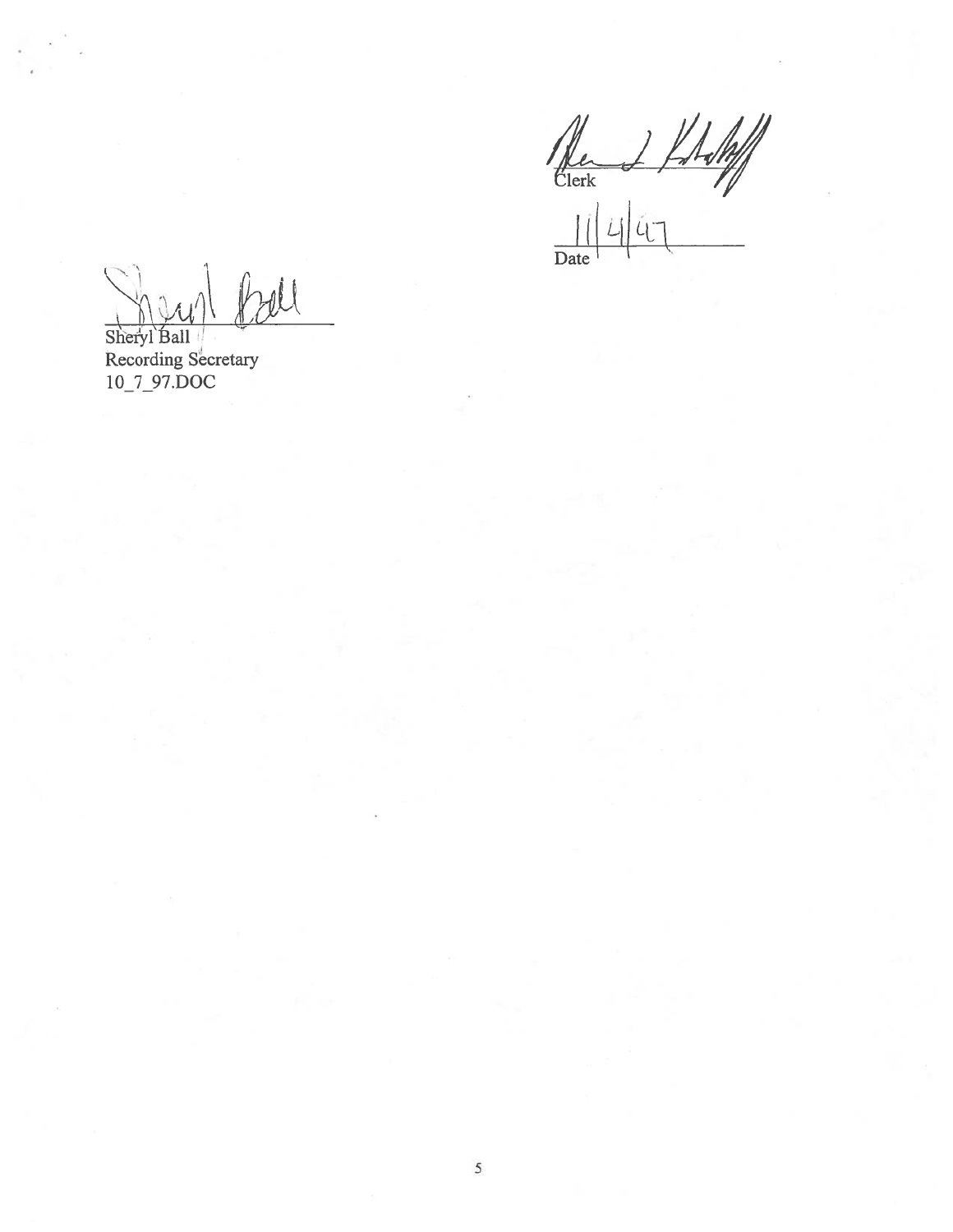Clerk

11/4/97

Date

Sheryl Ball
Recording Secretary
10_7_97.DOC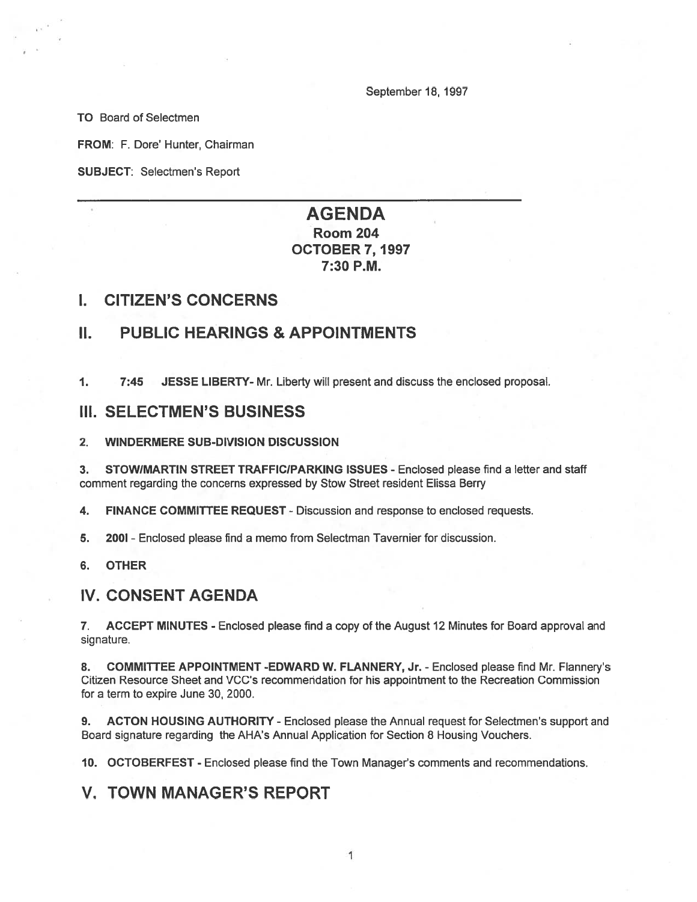September 18, 1997

**TO** Board of Selectmen

**FROM**: F. Dore' Hunter, Chairman

**SUBJECT**: Selectmen's Report

---

# AGENDA
## Room 204
## OCTOBER 7, 1997
## 7:30 P.M.

## I. CITIZEN'S CONCERNS

## II. PUBLIC HEARINGS & APPOINTMENTS

1. **7:45 JESSE LIBERTY**- Mr. Liberty will present and discuss the enclosed proposal.

## III. SELECTMEN'S BUSINESS

2. **WINDERMERE SUB-DIVISION DISCUSSION**

3. **STOW/MARTIN STREET TRAFFIC/PARKING ISSUES** - Enclosed please find a letter and staff comment regarding the concerns expressed by Stow Street resident Elissa Berry

4. **FINANCE COMMITTEE REQUEST** - Discussion and response to enclosed requests.

5. **2001** - Enclosed please find a memo from Selectman Tavernier for discussion.

6. **OTHER**

## IV. CONSENT AGENDA

7. **ACCEPT MINUTES** - Enclosed please find a copy of the August 12 Minutes for Board approval and signature.

8. **COMMITTEE APPOINTMENT -EDWARD W. FLANNERY, Jr.** - Enclosed please find Mr. Flannery's Citizen Resource Sheet and VCC's recommendation for his appointment to the Recreation Commission for a term to expire June 30, 2000.

9. **ACTON HOUSING AUTHORITY** - Enclosed please the Annual request for Selectmen's support and Board signature regarding the AHA's Annual Application for Section 8 Housing Vouchers.

10. **OCTOBERFEST** - Enclosed please find the Town Manager's comments and recommendations.

## V. TOWN MANAGER'S REPORT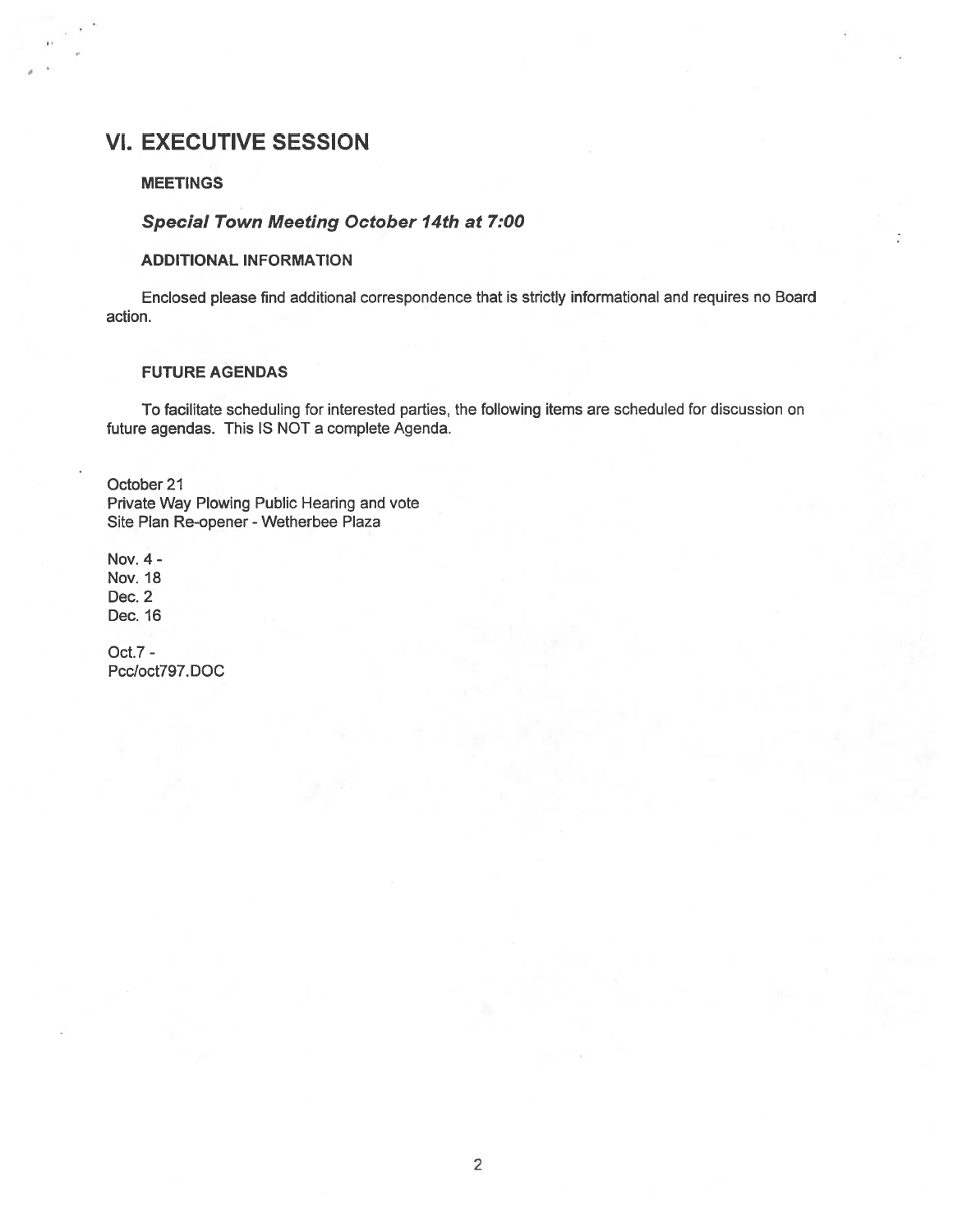## VI. EXECUTIVE SESSION

### MEETINGS

***Special Town Meeting October 14th at 7:00***

### ADDITIONAL INFORMATION

Enclosed please find additional correspondence that is strictly informational and requires no Board action.

### FUTURE AGENDAS

To facilitate scheduling for interested parties, the following items are scheduled for discussion on future agendas. This IS NOT a complete Agenda.

October 21
Private Way Plowing Public Hearing and vote
Site Plan Re-opener - Wetherbee Plaza

Nov. 4 -
Nov. 18
Dec. 2
Dec. 16

Oct.7 -
Pcc/oct797.DOC